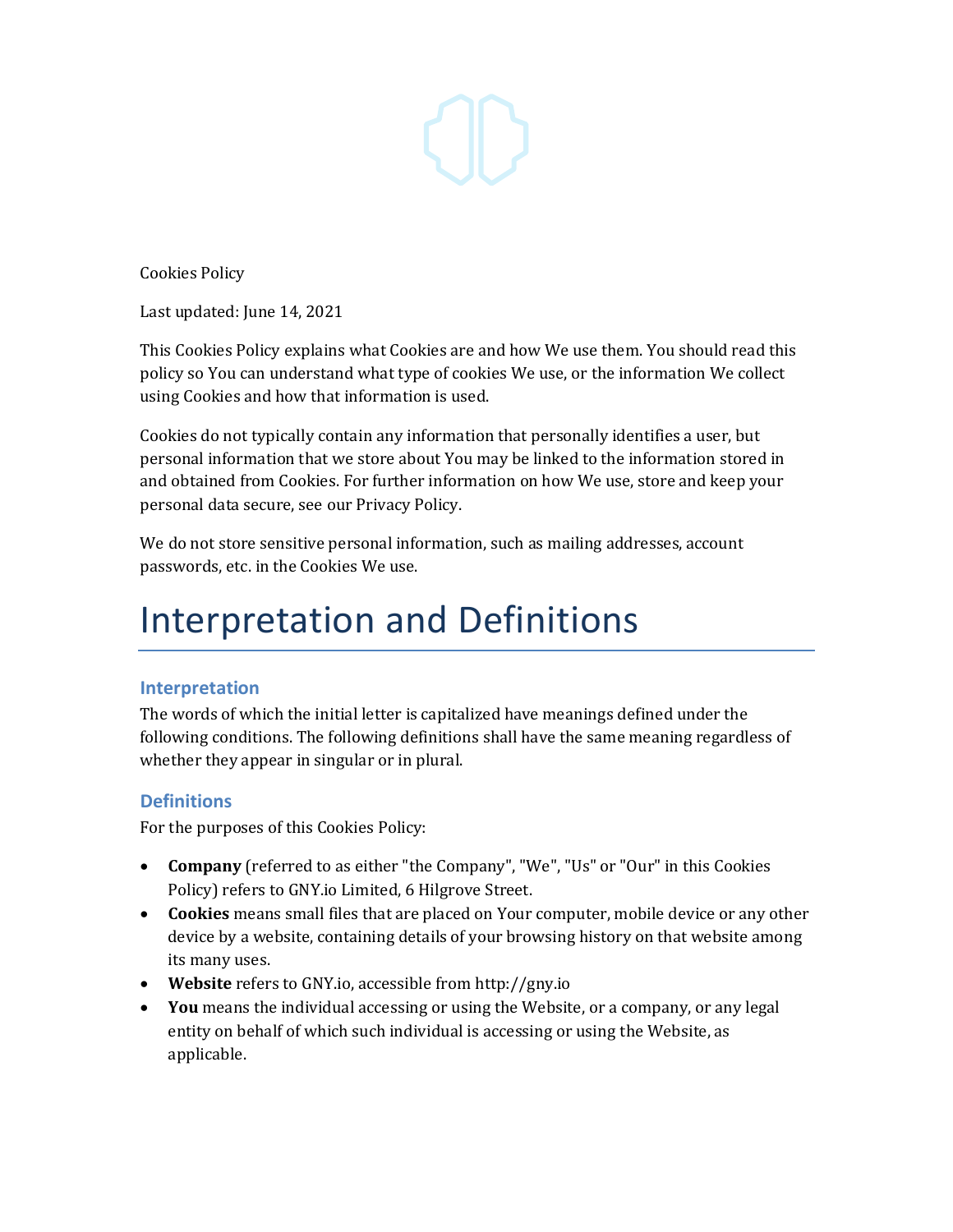Cookies Policy

Last updated: June 14, 2021

This Cookies Policy explains what Cookies are and how We use them. You should read this policy so You can understand what type of cookies We use, or the information We collect using Cookies and how that information is used.

Cookies do not typically contain any information that personally identifies a user, but personal information that we store about You may be linked to the information stored in and obtained from Cookies. For further information on how We use, store and keep your personal data secure, see our Privacy Policy.

We do not store sensitive personal information, such as mailing addresses, account passwords, etc. in the Cookies We use.

# Interpretation and Definitions

## Interpretation

The words of which the initial letter is capitalized have meanings defined under the following conditions. The following definitions shall have the same meaning regardless of whether they appear in singular or in plural.

## Definitions

For the purposes of this Cookies Policy:

- **Company** (referred to as either "the Company", "We", "Us" or "Our" in this Cookies Policy) refers to GNY.io Limited, 6 Hilgrove Street.
- **Cookies** means small files that are placed on Your computer, mobile device or any other device by a website, containing details of your browsing history on that website among its many uses.
- **Website** refers to GNY.io, accessible from http://gny.io
- **You** means the individual accessing or using the Website, or a company, or any legal entity on behalf of which such individual is accessing or using the Website, as applicable.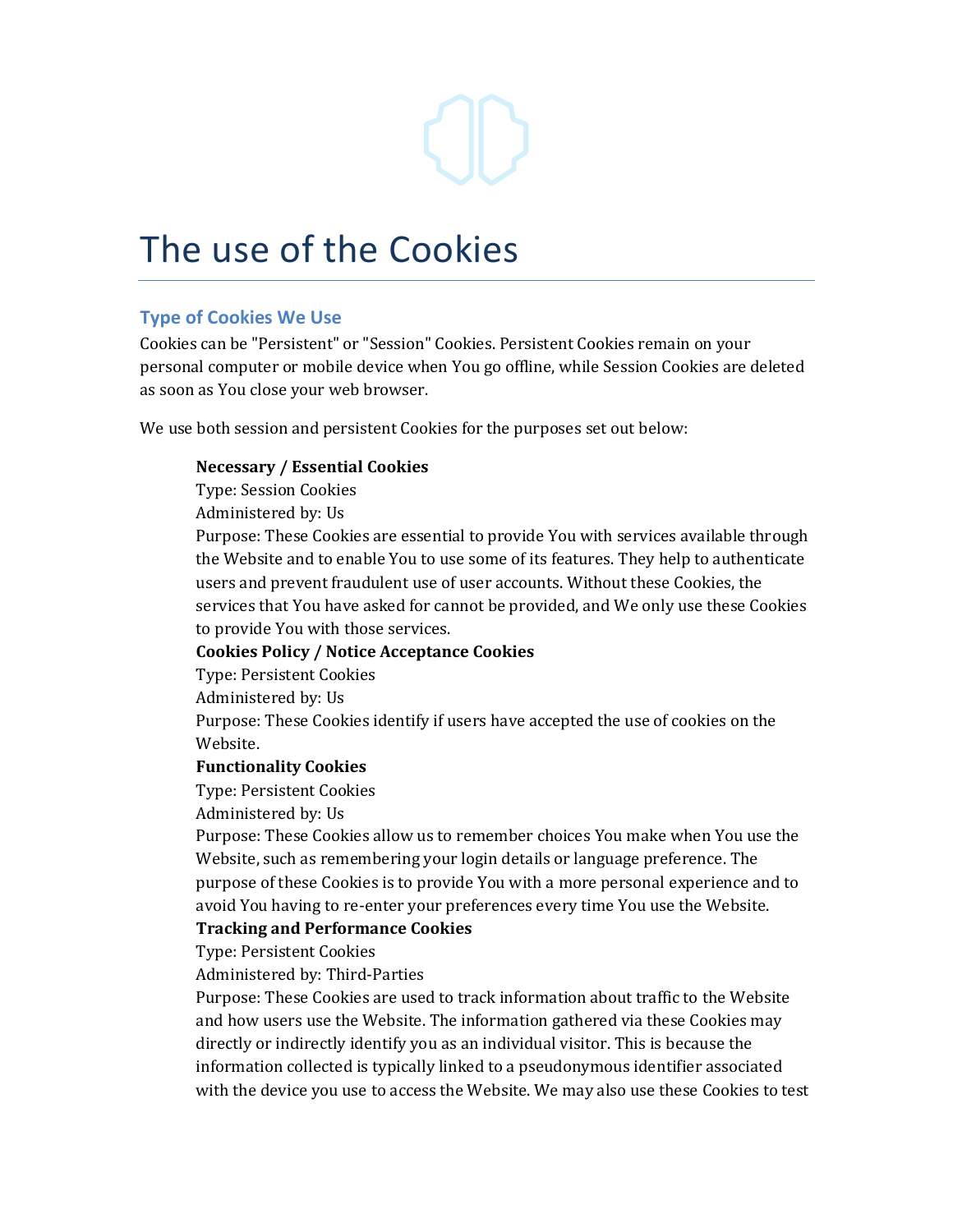# The use of the Cookies

### Type of Cookies We Use

Cookies can be "Persistent" or "Session" Cookies. Persistent Cookies remain on your personal computer or mobile device when You go offline, while Session Cookies are deleted as soon as You close your web browser.

We use both session and persistent Cookies for the purposes set out below:

**Necessary / Essential Cookies**
Type: Session Cookies
Administered by: Us
Purpose: These Cookies are essential to provide You with services available through the Website and to enable You to use some of its features. They help to authenticate users and prevent fraudulent use of user accounts. Without these Cookies, the services that You have asked for cannot be provided, and We only use these Cookies to provide You with those services.

**Cookies Policy / Notice Acceptance Cookies**
Type: Persistent Cookies
Administered by: Us
Purpose: These Cookies identify if users have accepted the use of cookies on the Website.

**Functionality Cookies**
Type: Persistent Cookies
Administered by: Us
Purpose: These Cookies allow us to remember choices You make when You use the Website, such as remembering your login details or language preference. The purpose of these Cookies is to provide You with a more personal experience and to avoid You having to re-enter your preferences every time You use the Website.

**Tracking and Performance Cookies**
Type: Persistent Cookies
Administered by: Third-Parties
Purpose: These Cookies are used to track information about traffic to the Website and how users use the Website. The information gathered via these Cookies may directly or indirectly identify you as an individual visitor. This is because the information collected is typically linked to a pseudonymous identifier associated with the device you use to access the Website. We may also use these Cookies to test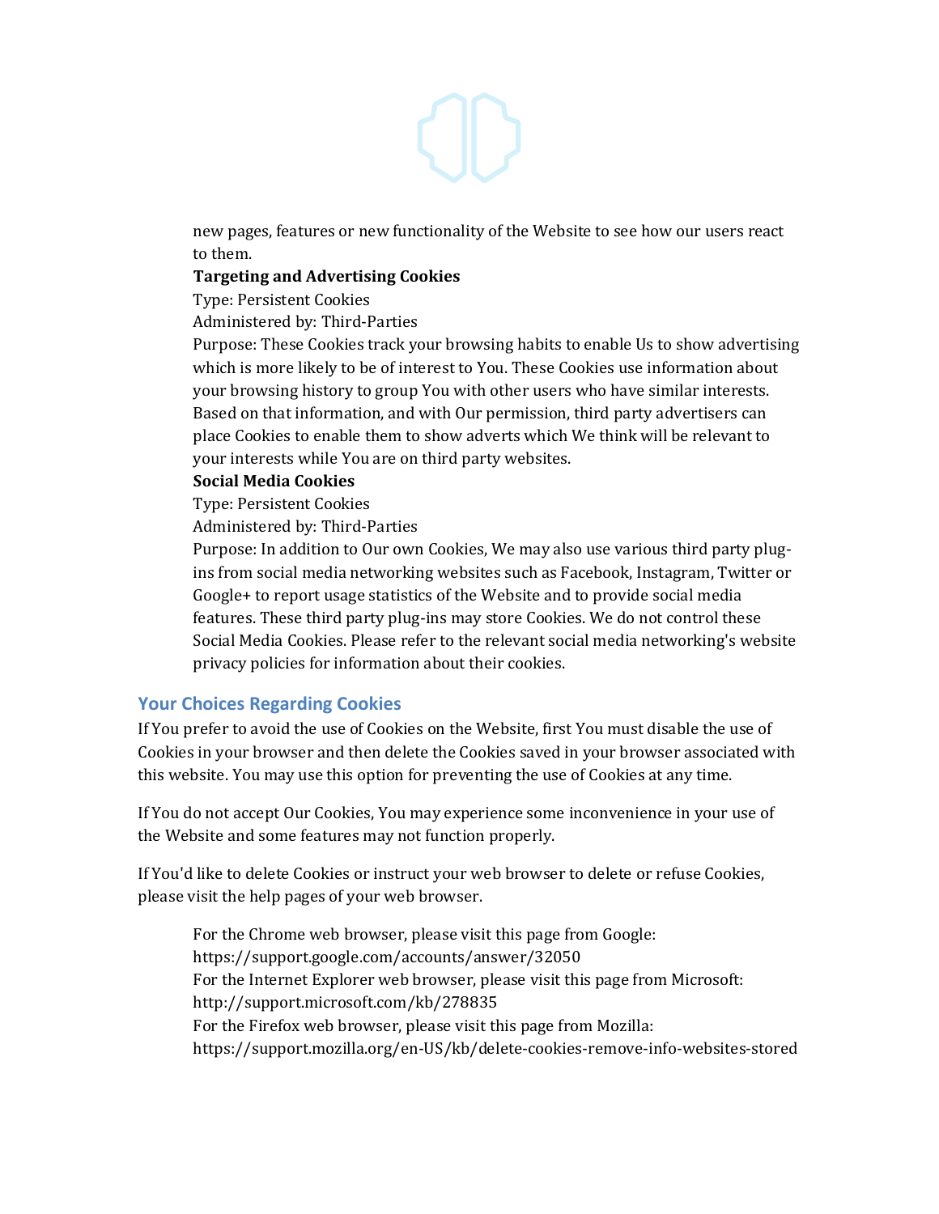new pages, features or new functionality of the Website to see how our users react to them.

**Targeting and Advertising Cookies**

Type: Persistent Cookies

Administered by: Third-Parties

Purpose: These Cookies track your browsing habits to enable Us to show advertising which is more likely to be of interest to You. These Cookies use information about your browsing history to group You with other users who have similar interests. Based on that information, and with Our permission, third party advertisers can place Cookies to enable them to show adverts which We think will be relevant to your interests while You are on third party websites.

**Social Media Cookies**

Type: Persistent Cookies

Administered by: Third-Parties

Purpose: In addition to Our own Cookies, We may also use various third party plug-ins from social media networking websites such as Facebook, Instagram, Twitter or Google+ to report usage statistics of the Website and to provide social media features. These third party plug-ins may store Cookies. We do not control these Social Media Cookies. Please refer to the relevant social media networking's website privacy policies for information about their cookies.

## Your Choices Regarding Cookies

If You prefer to avoid the use of Cookies on the Website, first You must disable the use of Cookies in your browser and then delete the Cookies saved in your browser associated with this website. You may use this option for preventing the use of Cookies at any time.

If You do not accept Our Cookies, You may experience some inconvenience in your use of the Website and some features may not function properly.

If You'd like to delete Cookies or instruct your web browser to delete or refuse Cookies, please visit the help pages of your web browser.

For the Chrome web browser, please visit this page from Google: https://support.google.com/accounts/answer/32050

For the Internet Explorer web browser, please visit this page from Microsoft: http://support.microsoft.com/kb/278835

For the Firefox web browser, please visit this page from Mozilla: https://support.mozilla.org/en-US/kb/delete-cookies-remove-info-websites-stored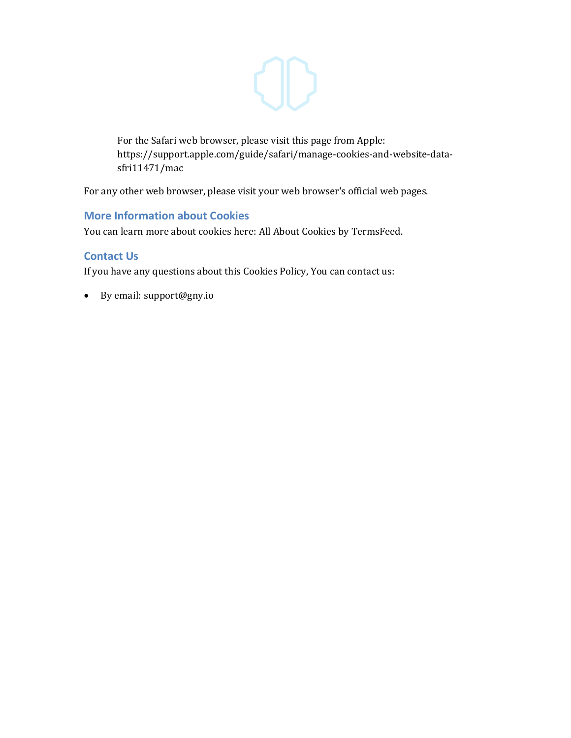For the Safari web browser, please visit this page from Apple: https://support.apple.com/guide/safari/manage-cookies-and-website-data-sfri11471/mac

For any other web browser, please visit your web browser's official web pages.

## More Information about Cookies

You can learn more about cookies here: All About Cookies by TermsFeed.

## Contact Us

If you have any questions about this Cookies Policy, You can contact us:

- By email: support@gny.io